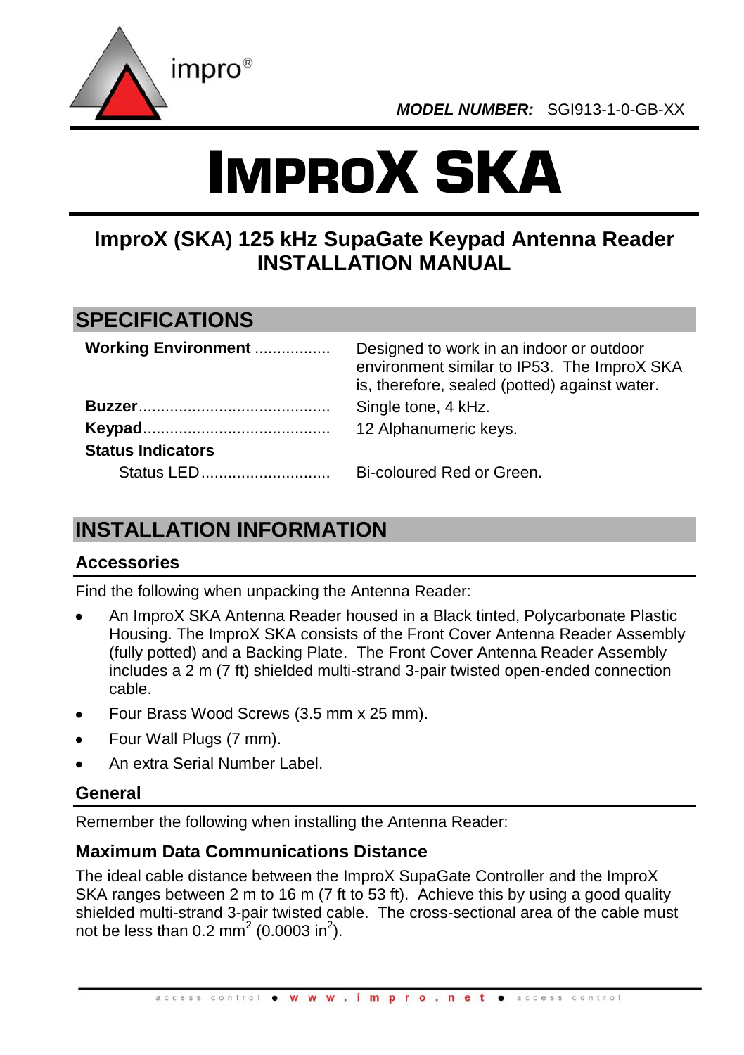impro®

***MODEL NUMBER:*** SGI913-1-0-GB-XX

# IMPROX SKA

## ImproX (SKA) 125 kHz SupaGate Keypad Antenna Reader INSTALLATION MANUAL

## SPECIFICATIONS

| | |
|---|---|
| **Working Environment** | Designed to work in an indoor or outdoor environment similar to IP53. The ImproX SKA is, therefore, sealed (potted) against water. |
| **Buzzer** | Single tone, 4 kHz. |
| **Keypad** | 12 Alphanumeric keys. |
| **Status Indicators** | |
| Status LED | Bi-coloured Red or Green. |

## INSTALLATION INFORMATION

### Accessories

Find the following when unpacking the Antenna Reader:

- An ImproX SKA Antenna Reader housed in a Black tinted, Polycarbonate Plastic Housing. The ImproX SKA consists of the Front Cover Antenna Reader Assembly (fully potted) and a Backing Plate. The Front Cover Antenna Reader Assembly includes a 2 m (7 ft) shielded multi-strand 3-pair twisted open-ended connection cable.
- Four Brass Wood Screws (3.5 mm x 25 mm).
- Four Wall Plugs (7 mm).
- An extra Serial Number Label.

### General

Remember the following when installing the Antenna Reader:

### Maximum Data Communications Distance

The ideal cable distance between the ImproX SupaGate Controller and the ImproX SKA ranges between 2 m to 16 m (7 ft to 53 ft). Achieve this by using a good quality shielded multi-strand 3-pair twisted cable. The cross-sectional area of the cable must not be less than 0.2 mm$^2$ (0.0003 in$^2$).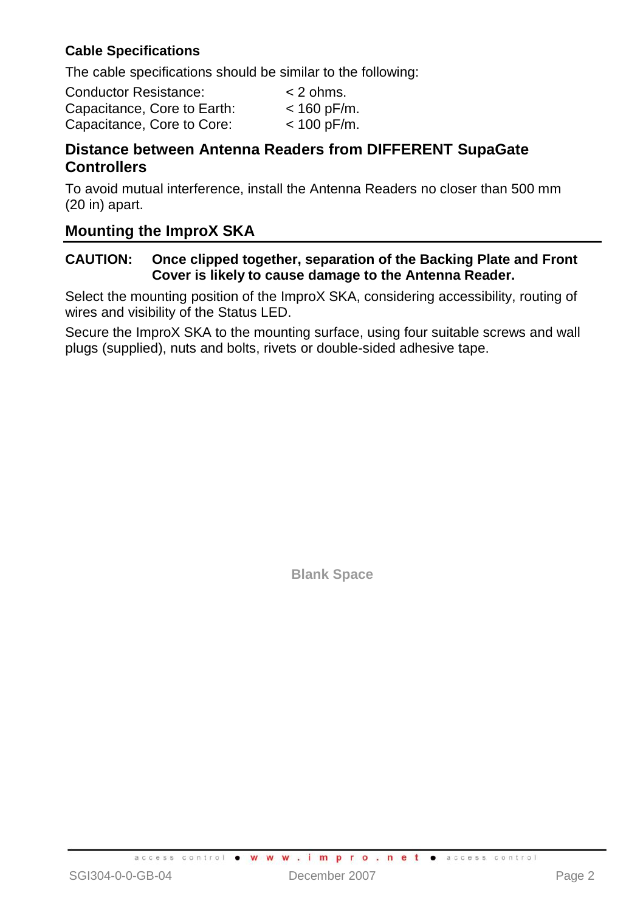### Cable Specifications

The cable specifications should be similar to the following:

Conductor Resistance: < 2 ohms.
Capacitance, Core to Earth: < 160 pF/m.
Capacitance, Core to Core: < 100 pF/m.

## Distance between Antenna Readers from DIFFERENT SupaGate Controllers

To avoid mutual interference, install the Antenna Readers no closer than 500 mm (20 in) apart.

## Mounting the ImproX SKA

**CAUTION: Once clipped together, separation of the Backing Plate and Front Cover is likely to cause damage to the Antenna Reader.**

Select the mounting position of the ImproX SKA, considering accessibility, routing of wires and visibility of the Status LED.

Secure the ImproX SKA to the mounting surface, using four suitable screws and wall plugs (supplied), nuts and bolts, rivets or double-sided adhesive tape.

Blank Space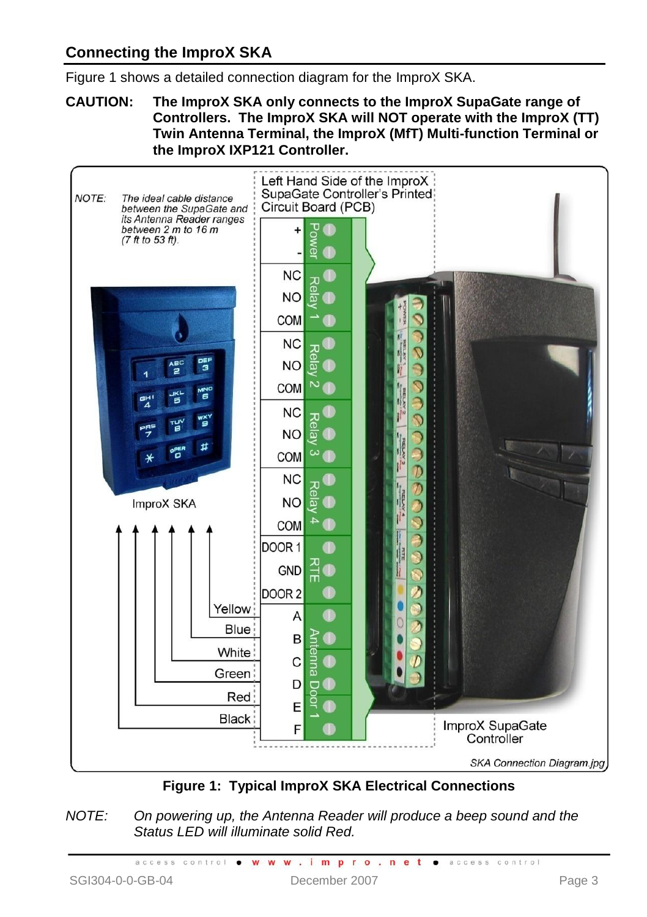## Connecting the ImproX SKA

Figure 1 shows a detailed connection diagram for the ImproX SKA.

**CAUTION: The ImproX SKA only connects to the ImproX SupaGate range of Controllers. The ImproX SKA will NOT operate with the ImproX (TT) Twin Antenna Terminal, the ImproX (MfT) Multi-function Terminal or the ImproX IXP121 Controller.**

*NOTE: The ideal cable distance between the SupaGate and its Antenna Reader ranges between 2 m to 16 m (7 ft to 53 ft).*

Left Hand Side of the ImproX SupaGate Controller's Printed Circuit Board (PCB)

| Group | Terminal | Wire |
|---|---|---|
| Power | + | |
| | - | |
| Relay 1 | NC | |
| | NO | |
| | COM | |
| Relay 2 | NC | |
| | NO | |
| | COM | |
| Relay 3 | NC | |
| | NO | |
| | COM | |
| Relay 4 | NC | |
| | NO | |
| | COM | |
| RTE | DOOR 1 | |
| | GND | |
| | DOOR 2 | |
| Antenna Door 1 | A | Yellow |
| | B | Blue |
| | C | White |
| | D | Green |
| | E | Red |
| | F | Black |

ImproX SKA

ImproX SupaGate Controller

*SKA Connection Diagram.jpg*

**Figure 1: Typical ImproX SKA Electrical Connections**

*NOTE: On powering up, the Antenna Reader will produce a beep sound and the Status LED will illuminate solid Red.*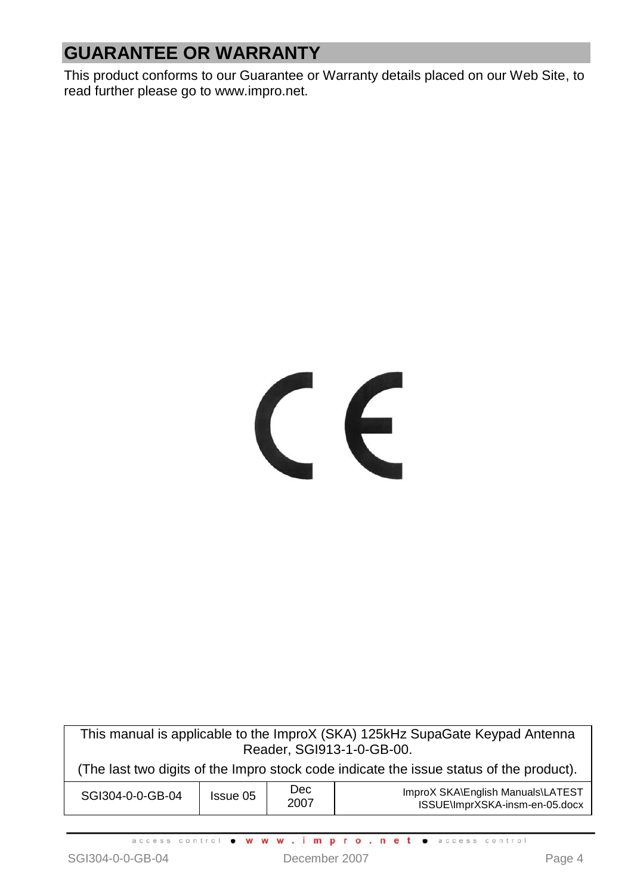## GUARANTEE OR WARRANTY

This product conforms to our Guarantee or Warranty details placed on our Web Site, to read further please go to www.impro.net.

| | | | |
|---|---|---|---|
| This manual is applicable to the ImproX (SKA) 125kHz SupaGate Keypad Antenna Reader, SGI913-1-0-GB-00. (The last two digits of the Impro stock code indicate the issue status of the product). | | | |
| SGI304-0-0-GB-04 | Issue 05 | Dec 2007 | ImproX SKA\English Manuals\LATEST ISSUE\ImprXSKA-insm-en-05.docx |